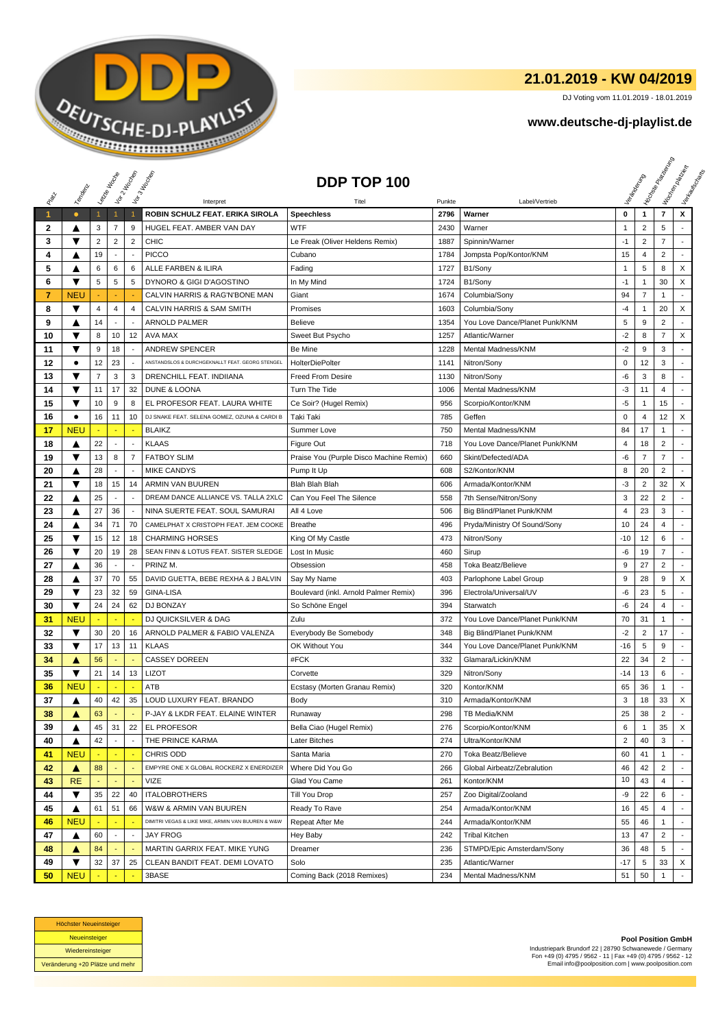# 21.01.2019 - KW 04/2019

DJ Voting vom 11.01.2019 - 18.01.2019

## www.deutsche-dj-playlist.de

## DDP TOP 100

| Platz | Tendenz | Letzte Woche | Vor 2 Wochen | Vor 3 Wochen | Interpret | Titel | Punkte | Label/Vertrieb | Veränderung | Höchste Platzierung | Wochen platziert | Verkaufscharts |
|---|---|---|---|---|---|---|---|---|---|---|---|---|
| 1 | ● | 1 | 1 | 1 | ROBIN SCHULZ FEAT. ERIKA SIROLA | Speechless | 2796 | Warner | 0 | 1 | 7 | X |
| 2 | ▲ | 3 | 7 | 9 | HUGEL FEAT. AMBER VAN DAY | WTF | 2430 | Warner | 1 | 2 | 5 | - |
| 3 | ▼ | 2 | 2 | 2 | CHIC | Le Freak (Oliver Heldens Remix) | 1887 | Spinnin/Warner | -1 | 2 | 7 | - |
| 4 | ▲ | 19 | - | - | PICCO | Cubano | 1784 | Jompsta Pop/Kontor/KNM | 15 | 4 | 2 | - |
| 5 | ▲ | 6 | 6 | 6 | ALLE FARBEN & ILIRA | Fading | 1727 | B1/Sony | 1 | 5 | 8 | X |
| 6 | ▼ | 5 | 5 | 5 | DYNORO & GIGI D'AGOSTINO | In My Mind | 1724 | B1/Sony | -1 | 1 | 30 | X |
| 7 | NEU | - | - | - | CALVIN HARRIS & RAG'N'BONE MAN | Giant | 1674 | Columbia/Sony | 94 | 7 | 1 | - |
| 8 | ▼ | 4 | 4 | 4 | CALVIN HARRIS & SAM SMITH | Promises | 1603 | Columbia/Sony | -4 | 1 | 20 | X |
| 9 | ▲ | 14 | - | - | ARNOLD PALMER | Believe | 1354 | You Love Dance/Planet Punk/KNM | 5 | 9 | 2 | - |
| 10 | ▼ | 8 | 10 | 12 | AVA MAX | Sweet But Psycho | 1257 | Atlantic/Warner | -2 | 8 | 7 | X |
| 11 | ▼ | 9 | 18 | - | ANDREW SPENCER | Be Mine | 1228 | Mental Madness/KNM | -2 | 9 | 3 | - |
| 12 | ● | 12 | 23 | - | ANSTANDSLOS & DURCHGEKNALLT FEAT. GEORG STENGEL | HolterDiePolter | 1141 | Nitron/Sony | 0 | 12 | 3 | - |
| 13 | ▼ | 7 | 3 | 3 | DRENCHILL FEAT. INDIIANA | Freed From Desire | 1130 | Nitron/Sony | -6 | 3 | 8 | - |
| 14 | ▼ | 11 | 17 | 32 | DUNE & LOONA | Turn The Tide | 1006 | Mental Madness/KNM | -3 | 11 | 4 | - |
| 15 | ▼ | 10 | 9 | 8 | EL PROFESOR FEAT. LAURA WHITE | Ce Soir? (Hugel Remix) | 956 | Scorpio/Kontor/KNM | -5 | 1 | 15 | - |
| 16 | ● | 16 | 11 | 10 | DJ SNAKE FEAT. SELENA GOMEZ, OZUNA & CARDI B | Taki Taki | 785 | Geffen | 0 | 4 | 12 | X |
| 17 | NEU | - | - | - | BLAIKZ | Summer Love | 750 | Mental Madness/KNM | 84 | 17 | 1 | - |
| 18 | ▲ | 22 | - | - | KLAAS | Figure Out | 718 | You Love Dance/Planet Punk/KNM | 4 | 18 | 2 | - |
| 19 | ▼ | 13 | 8 | 7 | FATBOY SLIM | Praise You (Purple Disco Machine Remix) | 660 | Skint/Defected/ADA | -6 | 7 | 7 | - |
| 20 | ▲ | 28 | - | - | MIKE CANDYS | Pump It Up | 608 | S2/Kontor/KNM | 8 | 20 | 2 | - |
| 21 | ▼ | 18 | 15 | 14 | ARMIN VAN BUUREN | Blah Blah Blah | 606 | Armada/Kontor/KNM | -3 | 2 | 32 | X |
| 22 | ▲ | 25 | - | - | DREAM DANCE ALLIANCE VS. TALLA 2XLC | Can You Feel The Silence | 558 | 7th Sense/Nitron/Sony | 3 | 22 | 2 | - |
| 23 | ▲ | 27 | 36 | - | NINA SUERTE FEAT. SOUL SAMURAI | All 4 Love | 506 | Big Blind/Planet Punk/KNM | 4 | 23 | 3 | - |
| 24 | ▲ | 34 | 71 | 70 | CAMELPHAT X CRISTOPH FEAT. JEM COOKE | Breathe | 496 | Pryda/Ministry Of Sound/Sony | 10 | 24 | 4 | - |
| 25 | ▼ | 15 | 12 | 18 | CHARMING HORSES | King Of My Castle | 473 | Nitron/Sony | -10 | 12 | 6 | - |
| 26 | ▼ | 20 | 19 | 28 | SEAN FINN & LOTUS FEAT. SISTER SLEDGE | Lost In Music | 460 | Sirup | -6 | 19 | 7 | - |
| 27 | ▲ | 36 | - | - | PRINZ M. | Obsession | 458 | Toka Beatz/Believe | 9 | 27 | 2 | - |
| 28 | ▲ | 37 | 70 | 55 | DAVID GUETTA, BEBE REXHA & J BALVIN | Say My Name | 403 | Parlophone Label Group | 9 | 28 | 9 | X |
| 29 | ▼ | 23 | 32 | 59 | GINA-LISA | Boulevard (inkl. Arnold Palmer Remix) | 396 | Electrola/Universal/UV | -6 | 23 | 5 | - |
| 30 | ▼ | 24 | 24 | 62 | DJ BONZAY | So Schöne Engel | 394 | Starwatch | -6 | 24 | 4 | - |
| 31 | NEU | - | - | - | DJ QUICKSILVER & DAG | Zulu | 372 | You Love Dance/Planet Punk/KNM | 70 | 31 | 1 | - |
| 32 | ▼ | 30 | 20 | 16 | ARNOLD PALMER & FABIO VALENZA | Everybody Be Somebody | 348 | Big Blind/Planet Punk/KNM | -2 | 2 | 17 | - |
| 33 | ▼ | 17 | 13 | 11 | KLAAS | OK Without You | 344 | You Love Dance/Planet Punk/KNM | -16 | 5 | 9 | - |
| 34 | ▲ | 56 | - | - | CASSEY DOREEN | #FCK | 332 | Glamara/Lickin/KNM | 22 | 34 | 2 | - |
| 35 | ▼ | 21 | 14 | 13 | LIZOT | Corvette | 329 | Nitron/Sony | -14 | 13 | 6 | - |
| 36 | NEU | - | - | - | ATB | Ecstasy (Morten Granau Remix) | 320 | Kontor/KNM | 65 | 36 | 1 | - |
| 37 | ▲ | 40 | 42 | 35 | LOUD LUXURY FEAT. BRANDO | Body | 310 | Armada/Kontor/KNM | 3 | 18 | 33 | X |
| 38 | ▲ | 63 | - | - | P-JAY & LKDR FEAT. ELAINE WINTER | Runaway | 298 | TB Media/KNM | 25 | 38 | 2 | - |
| 39 | ▲ | 45 | 31 | 22 | EL PROFESOR | Bella Ciao (Hugel Remix) | 276 | Scorpio/Kontor/KNM | 6 | 1 | 35 | X |
| 40 | ▲ | 42 | - | - | THE PRINCE KARMA | Later Bitches | 274 | Ultra/Kontor/KNM | 2 | 40 | 3 | - |
| 41 | NEU | - | - | - | CHRIS ODD | Santa Maria | 270 | Toka Beatz/Believe | 60 | 41 | 1 | - |
| 42 | ▲ | 88 | - | - | EMPYRE ONE X GLOBAL ROCKERZ X ENERDIZER | Where Did You Go | 266 | Global Airbeatz/Zebralution | 46 | 42 | 2 | - |
| 43 | RE | - | - | - | VIZE | Glad You Came | 261 | Kontor/KNM | 10 | 43 | 4 | - |
| 44 | ▼ | 35 | 22 | 40 | ITALOBROTHERS | Till You Drop | 257 | Zoo Digital/Zooland | -9 | 22 | 6 | - |
| 45 | ▲ | 61 | 51 | 66 | W&W & ARMIN VAN BUUREN | Ready To Rave | 254 | Armada/Kontor/KNM | 16 | 45 | 4 | - |
| 46 | NEU | - | - | - | DIMITRI VEGAS & LIKE MIKE, ARMIN VAN BUUREN & W&W | Repeat After Me | 244 | Armada/Kontor/KNM | 55 | 46 | 1 | - |
| 47 | ▲ | 60 | - | - | JAY FROG | Hey Baby | 242 | Tribal Kitchen | 13 | 47 | 2 | - |
| 48 | ▲ | 84 | - | - | MARTIN GARRIX FEAT. MIKE YUNG | Dreamer | 236 | STMPD/Epic Amsterdam/Sony | 36 | 48 | 5 | - |
| 49 | ▼ | 32 | 37 | 25 | CLEAN BANDIT FEAT. DEMI LOVATO | Solo | 235 | Atlantic/Warner | -17 | 5 | 33 | X |
| 50 | NEU | - | - | - | 3BASE | Coming Back (2018 Remixes) | 234 | Mental Madness/KNM | 51 | 50 | 1 | - |

| Legende |
|---|
| Höchster Neueinsteiger |
| Neueinsteiger |
| Wiedereinsteiger |
| Veränderung +20 Plätze und mehr |

**Pool Position GmbH**
Industriepark Brundorf 22 | 28790 Schwanewede / Germany
Fon +49 (0) 4795 / 9562 - 11 | Fax +49 (0) 4795 / 9562 - 12
Email info@poolposition.com | www.poolposition.com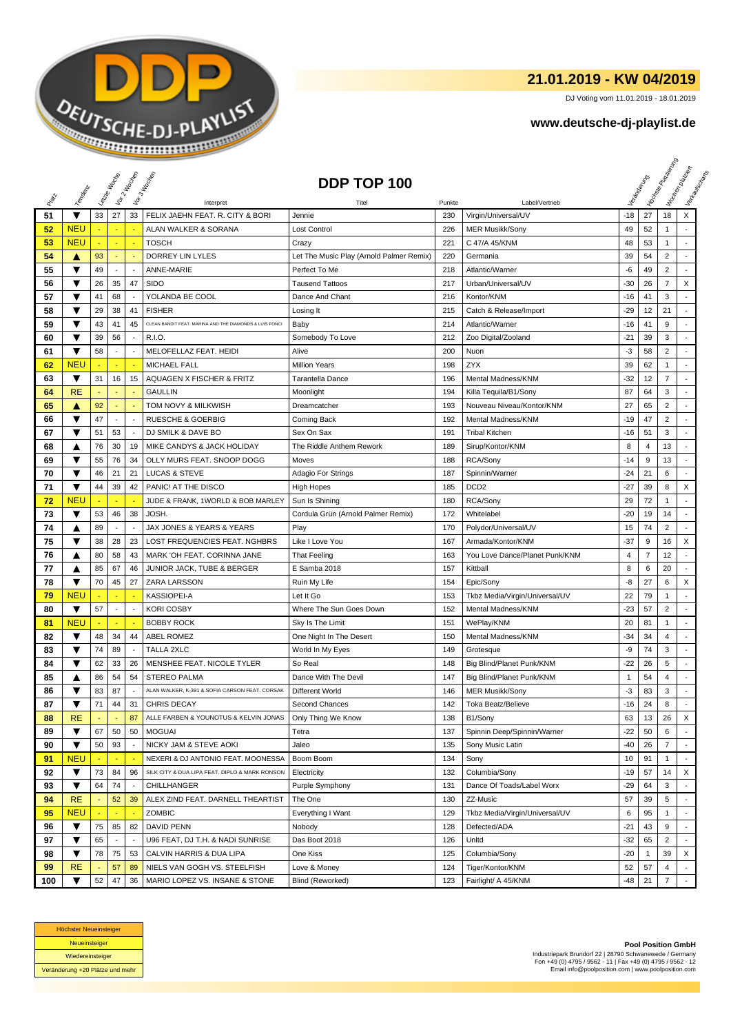## 21.01.2019 - KW 04/2019

DJ Voting vom 11.01.2019 - 18.01.2019

**www.deutsche-dj-playlist.de**

# DDP TOP 100

| Platz | Tendenz | Letzte Woche | Vor 2 Wochen | Vor 3 Wochen | Interpret | Titel | Punkte | Label/Vertrieb | Veränderung | Höchste Platzierung | Wochen platziert | Verkaufscharts |
|---|---|---|---|---|---|---|---|---|---|---|---|---|
| 51 | ▼ | 33 | 27 | 33 | FELIX JAEHN FEAT. R. CITY & BORI | Jennie | 230 | Virgin/Universal/UV | -18 | 27 | 18 | X |
| 52 | NEU | - | - | - | ALAN WALKER & SORANA | Lost Control | 226 | MER Musikk/Sony | 49 | 52 | 1 | - |
| 53 | NEU | - | - | - | TOSCH | Crazy | 221 | C 47/A 45/KNM | 48 | 53 | 1 | - |
| 54 | ▲ | 93 | - | - | DORREY LIN LYLES | Let The Music Play (Arnold Palmer Remix) | 220 | Germania | 39 | 54 | 2 | - |
| 55 | ▼ | 49 | - | - | ANNE-MARIE | Perfect To Me | 218 | Atlantic/Warner | -6 | 49 | 2 | - |
| 56 | ▼ | 26 | 35 | 47 | SIDO | Tausend Tattoos | 217 | Urban/Universal/UV | -30 | 26 | 7 | X |
| 57 | ▼ | 41 | 68 | - | YOLANDA BE COOL | Dance And Chant | 216 | Kontor/KNM | -16 | 41 | 3 | - |
| 58 | ▼ | 29 | 38 | 41 | FISHER | Losing It | 215 | Catch & Release/Import | -29 | 12 | 21 | - |
| 59 | ▼ | 43 | 41 | 45 | CLEAN BANDIT FEAT. MARINA AND THE DIAMONDS & LUIS FONSI | Baby | 214 | Atlantic/Warner | -16 | 41 | 9 | - |
| 60 | ▼ | 39 | 56 | - | R.I.O. | Somebody To Love | 212 | Zoo Digital/Zooland | -21 | 39 | 3 | - |
| 61 | ▼ | 58 | - | - | MELOFELLAZ FEAT. HEIDI | Alive | 200 | Nuon | -3 | 58 | 2 | - |
| 62 | NEU | - | - | - | MICHAEL FALL | Million Years | 198 | ZYX | 39 | 62 | 1 | - |
| 63 | ▼ | 31 | 16 | 15 | AQUAGEN X FISCHER & FRITZ | Tarantella Dance | 196 | Mental Madness/KNM | -32 | 12 | 7 | - |
| 64 | RE | - | - | - | GAULLIN | Moonlight | 194 | Killa Tequila/B1/Sony | 87 | 64 | 3 | - |
| 65 | ▲ | 92 | - | - | TOM NOVY & MILKWISH | Dreamcatcher | 193 | Nouveau Niveau/Kontor/KNM | 27 | 65 | 2 | - |
| 66 | ▼ | 47 | - | - | RUESCHE & GOERBIG | Coming Back | 192 | Mental Madness/KNM | -19 | 47 | 2 | - |
| 67 | ▼ | 51 | 53 | - | DJ SMILK & DAVE BO | Sex On Sax | 191 | Tribal Kitchen | -16 | 51 | 3 | - |
| 68 | ▲ | 76 | 30 | 19 | MIKE CANDYS & JACK HOLIDAY | The Riddle Anthem Rework | 189 | Sirup/Kontor/KNM | 8 | 4 | 13 | - |
| 69 | ▼ | 55 | 76 | 34 | OLLY MURS FEAT. SNOOP DOGG | Moves | 188 | RCA/Sony | -14 | 9 | 13 | - |
| 70 | ▼ | 46 | 21 | 21 | LUCAS & STEVE | Adagio For Strings | 187 | Spinnin/Warner | -24 | 21 | 6 | - |
| 71 | ▼ | 44 | 39 | 42 | PANIC! AT THE DISCO | High Hopes | 185 | DCD2 | -27 | 39 | 8 | X |
| 72 | NEU | - | - | - | JUDE & FRANK, 1WORLD & BOB MARLEY | Sun Is Shining | 180 | RCA/Sony | 29 | 72 | 1 | - |
| 73 | ▼ | 53 | 46 | 38 | JOSH. | Cordula Grün (Arnold Palmer Remix) | 172 | Whitelabel | -20 | 19 | 14 | - |
| 74 | ▲ | 89 | - | - | JAX JONES & YEARS & YEARS | Play | 170 | Polydor/Universal/UV | 15 | 74 | 2 | - |
| 75 | ▼ | 38 | 28 | 23 | LOST FREQUENCIES FEAT. NGHBRS | Like I Love You | 167 | Armada/Kontor/KNM | -37 | 9 | 16 | X |
| 76 | ▲ | 80 | 58 | 43 | MARK 'OH FEAT. CORINNA JANE | That Feeling | 163 | You Love Dance/Planet Punk/KNM | 4 | 7 | 12 | - |
| 77 | ▲ | 85 | 67 | 46 | JUNIOR JACK, TUBE & BERGER | E Samba 2018 | 157 | Kittball | 8 | 6 | 20 | - |
| 78 | ▼ | 70 | 45 | 27 | ZARA LARSSON | Ruin My Life | 154 | Epic/Sony | -8 | 27 | 6 | X |
| 79 | NEU | - | - | - | KASSIOPEI-A | Let It Go | 153 | Tkbz Media/Virgin/Universal/UV | 22 | 79 | 1 | - |
| 80 | ▼ | 57 | - | - | KORI COSBY | Where The Sun Goes Down | 152 | Mental Madness/KNM | -23 | 57 | 2 | - |
| 81 | NEU | - | - | - | BOBBY ROCK | Sky Is The Limit | 151 | WePlay/KNM | 20 | 81 | 1 | - |
| 82 | ▼ | 48 | 34 | 44 | ABEL ROMEZ | One Night In The Desert | 150 | Mental Madness/KNM | -34 | 34 | 4 | - |
| 83 | ▼ | 74 | 89 | - | TALLA 2XLC | World In My Eyes | 149 | Grotesque | -9 | 74 | 3 | - |
| 84 | ▼ | 62 | 33 | 26 | MENSHEE FEAT. NICOLE TYLER | So Real | 148 | Big Blind/Planet Punk/KNM | -22 | 26 | 5 | - |
| 85 | ▲ | 86 | 54 | 54 | STEREO PALMA | Dance With The Devil | 147 | Big Blind/Planet Punk/KNM | 1 | 54 | 4 | - |
| 86 | ▼ | 83 | 87 | - | ALAN WALKER, K-391 & SOFIA CARSON FEAT. CORSAK | Different World | 146 | MER Musikk/Sony | -3 | 83 | 3 | - |
| 87 | ▼ | 71 | 44 | 31 | CHRIS DECAY | Second Chances | 142 | Toka Beatz/Believe | -16 | 24 | 8 | - |
| 88 | RE | - | - | 87 | ALLE FARBEN & YOUNOTUS & KELVIN JONAS | Only Thing We Know | 138 | B1/Sony | 63 | 13 | 26 | X |
| 89 | ▼ | 67 | 50 | 50 | MOGUAI | Tetra | 137 | Spinnin Deep/Spinnin/Warner | -22 | 50 | 6 | - |
| 90 | ▼ | 50 | 93 | - | NICKY JAM & STEVE AOKI | Jaleo | 135 | Sony Music Latin | -40 | 26 | 7 | - |
| 91 | NEU | - | - | - | NEXERI & DJ ANTONIO FEAT. MOONESSA | Boom Boom | 134 | Sony | 10 | 91 | 1 | - |
| 92 | ▼ | 73 | 84 | 96 | SILK CITY & DUA LIPA FEAT. DIPLO & MARK RONSON | Electricity | 132 | Columbia/Sony | -19 | 57 | 14 | X |
| 93 | ▼ | 64 | 74 | - | CHILLHANGER | Purple Symphony | 131 | Dance Of Toads/Label Worx | -29 | 64 | 3 | - |
| 94 | RE | - | 52 | 39 | ALEX ZIND FEAT. DARNELL THEARTIST | The One | 130 | ZZ-Music | 57 | 39 | 5 | - |
| 95 | NEU | - | - | - | ZOMBIC | Everything I Want | 129 | Tkbz Media/Virgin/Universal/UV | 6 | 95 | 1 | - |
| 96 | ▼ | 75 | 85 | 82 | DAVID PENN | Nobody | 128 | Defected/ADA | -21 | 43 | 9 | - |
| 97 | ▼ | 65 | - | - | U96 FEAT, DJ T.H. & NADI SUNRISE | Das Boot 2018 | 126 | Unltd | -32 | 65 | 2 | - |
| 98 | ▼ | 78 | 75 | 53 | CALVIN HARRIS & DUA LIPA | One Kiss | 125 | Columbia/Sony | -20 | 1 | 39 | X |
| 99 | RE | - | 57 | 89 | NIELS VAN GOGH VS. STEELFISH | Love & Money | 124 | Tiger/Kontor/KNM | 52 | 57 | 4 | - |
| 100 | ▼ | 52 | 47 | 36 | MARIO LOPEZ VS. INSANE & STONE | Blind (Reworked) | 123 | Fairlight/ A 45/KNM | -48 | 21 | 7 | - |

Höchster Neueinsteiger
Neueinsteiger
Wiedereinsteiger
Veränderung +20 Plätze und mehr

**Pool Position GmbH**
Industriepark Brundorf 22 | 28790 Schwanewede / Germany
Fon +49 (0) 4795 / 9562 - 11 | Fax +49 (0) 4795 / 9562 - 12
Email info@poolposition.com | www.poolposition.com